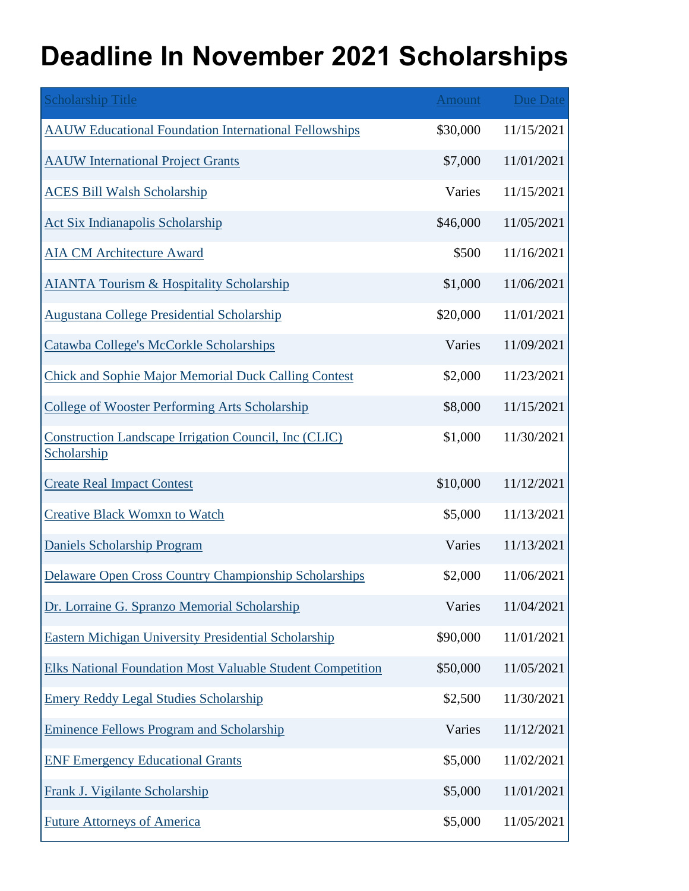# Deadline In November 2021 Scholarships

| Scholarship Title | Amount | Due Date |
|---|---|---|
| AAUW Educational Foundation International Fellowships | $30,000 | 11/15/2021 |
| AAUW International Project Grants | $7,000 | 11/01/2021 |
| ACES Bill Walsh Scholarship | Varies | 11/15/2021 |
| Act Six Indianapolis Scholarship | $46,000 | 11/05/2021 |
| AIA CM Architecture Award | $500 | 11/16/2021 |
| AIANTA Tourism & Hospitality Scholarship | $1,000 | 11/06/2021 |
| Augustana College Presidential Scholarship | $20,000 | 11/01/2021 |
| Catawba College's McCorkle Scholarships | Varies | 11/09/2021 |
| Chick and Sophie Major Memorial Duck Calling Contest | $2,000 | 11/23/2021 |
| College of Wooster Performing Arts Scholarship | $8,000 | 11/15/2021 |
| Construction Landscape Irrigation Council, Inc (CLIC) Scholarship | $1,000 | 11/30/2021 |
| Create Real Impact Contest | $10,000 | 11/12/2021 |
| Creative Black Womxn to Watch | $5,000 | 11/13/2021 |
| Daniels Scholarship Program | Varies | 11/13/2021 |
| Delaware Open Cross Country Championship Scholarships | $2,000 | 11/06/2021 |
| Dr. Lorraine G. Spranzo Memorial Scholarship | Varies | 11/04/2021 |
| Eastern Michigan University Presidential Scholarship | $90,000 | 11/01/2021 |
| Elks National Foundation Most Valuable Student Competition | $50,000 | 11/05/2021 |
| Emery Reddy Legal Studies Scholarship | $2,500 | 11/30/2021 |
| Eminence Fellows Program and Scholarship | Varies | 11/12/2021 |
| ENF Emergency Educational Grants | $5,000 | 11/02/2021 |
| Frank J. Vigilante Scholarship | $5,000 | 11/01/2021 |
| Future Attorneys of America | $5,000 | 11/05/2021 |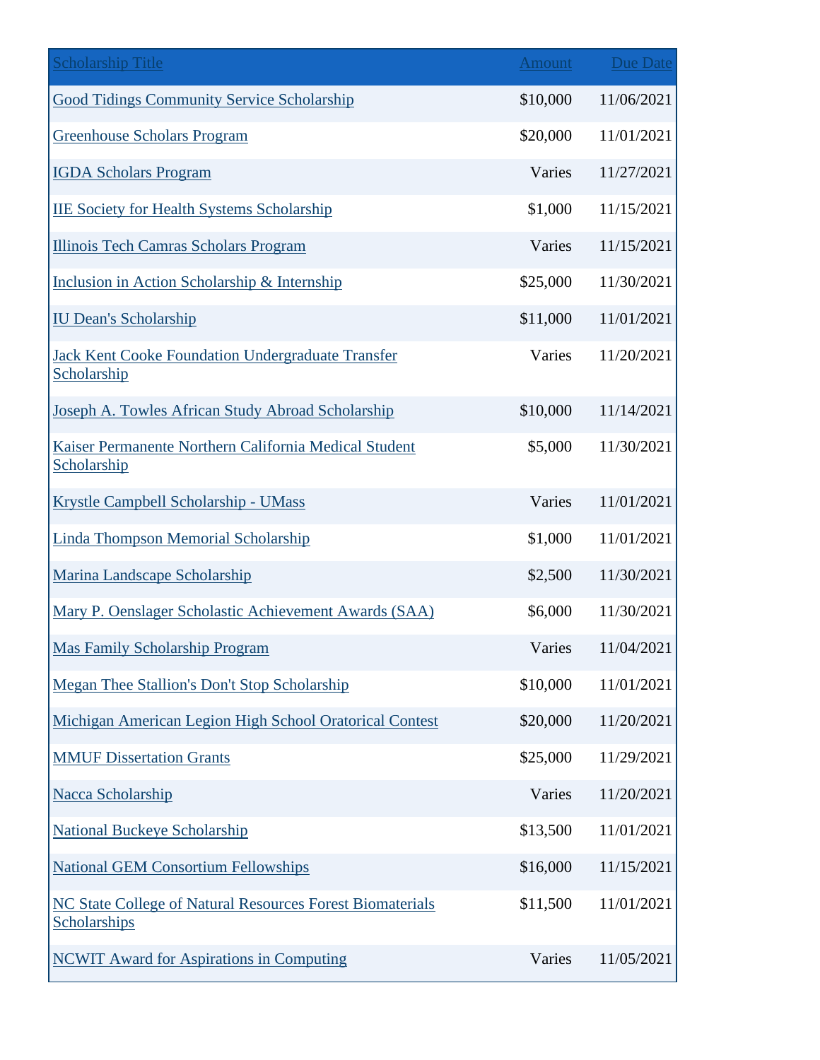| Scholarship Title | Amount | Due Date |
| --- | --- | --- |
| Good Tidings Community Service Scholarship | $10,000 | 11/06/2021 |
| Greenhouse Scholars Program | $20,000 | 11/01/2021 |
| IGDA Scholars Program | Varies | 11/27/2021 |
| IIE Society for Health Systems Scholarship | $1,000 | 11/15/2021 |
| Illinois Tech Camras Scholars Program | Varies | 11/15/2021 |
| Inclusion in Action Scholarship & Internship | $25,000 | 11/30/2021 |
| IU Dean's Scholarship | $11,000 | 11/01/2021 |
| Jack Kent Cooke Foundation Undergraduate Transfer Scholarship | Varies | 11/20/2021 |
| Joseph A. Towles African Study Abroad Scholarship | $10,000 | 11/14/2021 |
| Kaiser Permanente Northern California Medical Student Scholarship | $5,000 | 11/30/2021 |
| Krystle Campbell Scholarship - UMass | Varies | 11/01/2021 |
| Linda Thompson Memorial Scholarship | $1,000 | 11/01/2021 |
| Marina Landscape Scholarship | $2,500 | 11/30/2021 |
| Mary P. Oenslager Scholastic Achievement Awards (SAA) | $6,000 | 11/30/2021 |
| Mas Family Scholarship Program | Varies | 11/04/2021 |
| Megan Thee Stallion's Don't Stop Scholarship | $10,000 | 11/01/2021 |
| Michigan American Legion High School Oratorical Contest | $20,000 | 11/20/2021 |
| MMUF Dissertation Grants | $25,000 | 11/29/2021 |
| Nacca Scholarship | Varies | 11/20/2021 |
| National Buckeye Scholarship | $13,500 | 11/01/2021 |
| National GEM Consortium Fellowships | $16,000 | 11/15/2021 |
| NC State College of Natural Resources Forest Biomaterials Scholarships | $11,500 | 11/01/2021 |
| NCWIT Award for Aspirations in Computing | Varies | 11/05/2021 |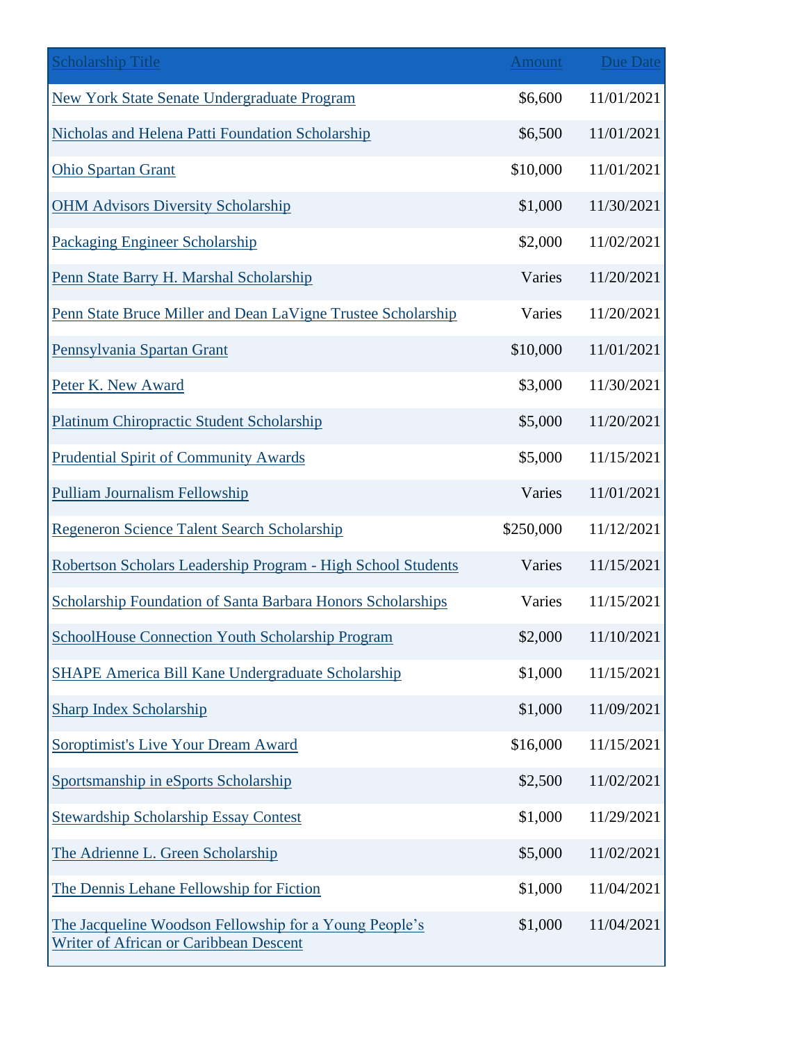| Scholarship Title | Amount | Due Date |
| --- | ---: | ---: |
| New York State Senate Undergraduate Program | $6,600 | 11/01/2021 |
| Nicholas and Helena Patti Foundation Scholarship | $6,500 | 11/01/2021 |
| Ohio Spartan Grant | $10,000 | 11/01/2021 |
| OHM Advisors Diversity Scholarship | $1,000 | 11/30/2021 |
| Packaging Engineer Scholarship | $2,000 | 11/02/2021 |
| Penn State Barry H. Marshal Scholarship | Varies | 11/20/2021 |
| Penn State Bruce Miller and Dean LaVigne Trustee Scholarship | Varies | 11/20/2021 |
| Pennsylvania Spartan Grant | $10,000 | 11/01/2021 |
| Peter K. New Award | $3,000 | 11/30/2021 |
| Platinum Chiropractic Student Scholarship | $5,000 | 11/20/2021 |
| Prudential Spirit of Community Awards | $5,000 | 11/15/2021 |
| Pulliam Journalism Fellowship | Varies | 11/01/2021 |
| Regeneron Science Talent Search Scholarship | $250,000 | 11/12/2021 |
| Robertson Scholars Leadership Program - High School Students | Varies | 11/15/2021 |
| Scholarship Foundation of Santa Barbara Honors Scholarships | Varies | 11/15/2021 |
| SchoolHouse Connection Youth Scholarship Program | $2,000 | 11/10/2021 |
| SHAPE America Bill Kane Undergraduate Scholarship | $1,000 | 11/15/2021 |
| Sharp Index Scholarship | $1,000 | 11/09/2021 |
| Soroptimist's Live Your Dream Award | $16,000 | 11/15/2021 |
| Sportsmanship in eSports Scholarship | $2,500 | 11/02/2021 |
| Stewardship Scholarship Essay Contest | $1,000 | 11/29/2021 |
| The Adrienne L. Green Scholarship | $5,000 | 11/02/2021 |
| The Dennis Lehane Fellowship for Fiction | $1,000 | 11/04/2021 |
| The Jacqueline Woodson Fellowship for a Young People's Writer of African or Caribbean Descent | $1,000 | 11/04/2021 |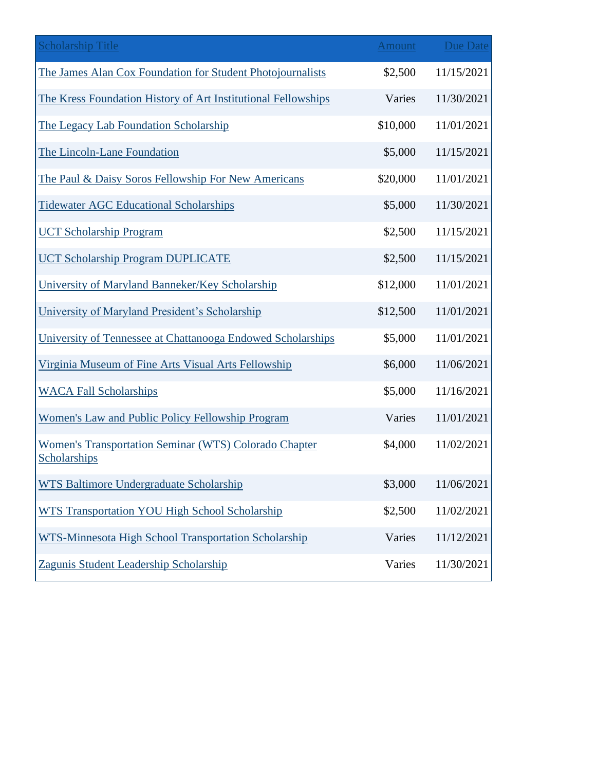| Scholarship Title | Amount | Due Date |
|---|---|---|
| The James Alan Cox Foundation for Student Photojournalists | $2,500 | 11/15/2021 |
| The Kress Foundation History of Art Institutional Fellowships | Varies | 11/30/2021 |
| The Legacy Lab Foundation Scholarship | $10,000 | 11/01/2021 |
| The Lincoln-Lane Foundation | $5,000 | 11/15/2021 |
| The Paul & Daisy Soros Fellowship For New Americans | $20,000 | 11/01/2021 |
| Tidewater AGC Educational Scholarships | $5,000 | 11/30/2021 |
| UCT Scholarship Program | $2,500 | 11/15/2021 |
| UCT Scholarship Program DUPLICATE | $2,500 | 11/15/2021 |
| University of Maryland Banneker/Key Scholarship | $12,000 | 11/01/2021 |
| University of Maryland President's Scholarship | $12,500 | 11/01/2021 |
| University of Tennessee at Chattanooga Endowed Scholarships | $5,000 | 11/01/2021 |
| Virginia Museum of Fine Arts Visual Arts Fellowship | $6,000 | 11/06/2021 |
| WACA Fall Scholarships | $5,000 | 11/16/2021 |
| Women's Law and Public Policy Fellowship Program | Varies | 11/01/2021 |
| Women's Transportation Seminar (WTS) Colorado Chapter Scholarships | $4,000 | 11/02/2021 |
| WTS Baltimore Undergraduate Scholarship | $3,000 | 11/06/2021 |
| WTS Transportation YOU High School Scholarship | $2,500 | 11/02/2021 |
| WTS-Minnesota High School Transportation Scholarship | Varies | 11/12/2021 |
| Zagunis Student Leadership Scholarship | Varies | 11/30/2021 |